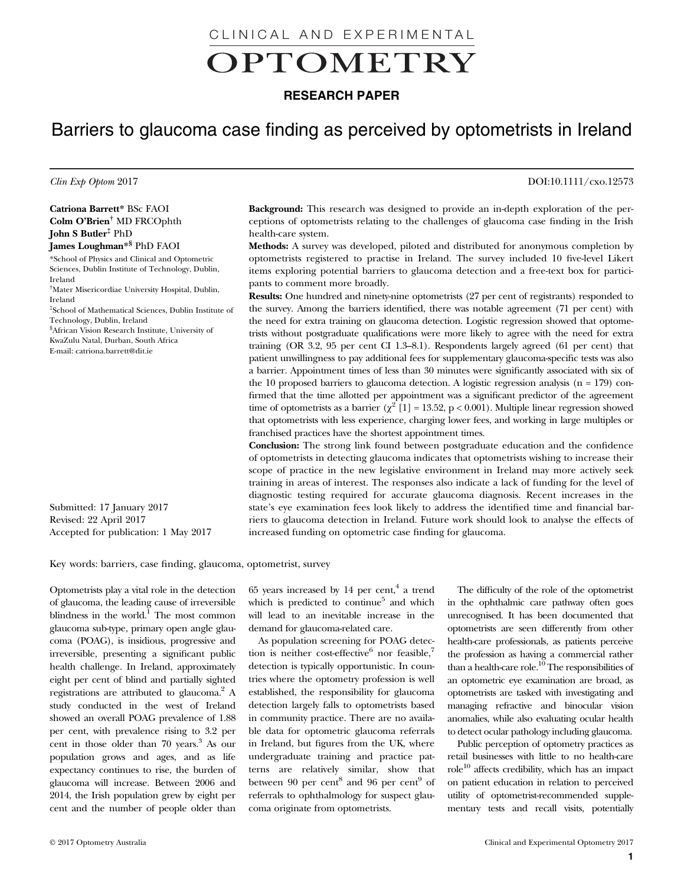# Barriers to glaucoma case finding as perceived by optometrists in Ireland

**RESEARCH PAPER**

*Clin Exp Optom* 2017 DOI:10.1111/cxo.12573

**Catriona Barrett*** BSc FAOI
**Colm O'Brien**[†] MD FRCOphth
**John S Butler**[‡] PhD
**James Loughman***[§] PhD FAOI

*School of Physics and Clinical and Optometric Sciences, Dublin Institute of Technology, Dublin, Ireland
[†]Mater Misericordiae University Hospital, Dublin, Ireland
[‡]School of Mathematical Sciences, Dublin Institute of Technology, Dublin, Ireland
[§]African Vision Research Institute, University of KwaZulu Natal, Durban, South Africa
E-mail: catriona.barrett@dit.ie

Submitted: 17 January 2017
Revised: 22 April 2017
Accepted for publication: 1 May 2017

**Background:** This research was designed to provide an in-depth exploration of the perceptions of optometrists relating to the challenges of glaucoma case finding in the Irish health-care system.

**Methods:** A survey was developed, piloted and distributed for anonymous completion by optometrists registered to practise in Ireland. The survey included 10 five-level Likert items exploring potential barriers to glaucoma detection and a free-text box for participants to comment more broadly.

**Results:** One hundred and ninety-nine optometrists (27 per cent of registrants) responded to the survey. Among the barriers identified, there was notable agreement (71 per cent) with the need for extra training on glaucoma detection. Logistic regression showed that optometrists without postgraduate qualifications were more likely to agree with the need for extra training (OR 3.2, 95 per cent CI 1.3–8.1). Respondents largely agreed (61 per cent) that patient unwillingness to pay additional fees for supplementary glaucoma-specific tests was also a barrier. Appointment times of less than 30 minutes were significantly associated with six of the 10 proposed barriers to glaucoma detection. A logistic regression analysis (n = 179) confirmed that the time allotted per appointment was a significant predictor of the agreement time of optometrists as a barrier ($\chi^2$ [1] = 13.52, $p < 0.001$). Multiple linear regression showed that optometrists with less experience, charging lower fees, and working in large multiples or franchised practices have the shortest appointment times.

**Conclusion:** The strong link found between postgraduate education and the confidence of optometrists in detecting glaucoma indicates that optometrists wishing to increase their scope of practice in the new legislative environment in Ireland may more actively seek training in areas of interest. The responses also indicate a lack of funding for the level of diagnostic testing required for accurate glaucoma diagnosis. Recent increases in the state's eye examination fees look likely to address the identified time and financial barriers to glaucoma detection in Ireland. Future work should look to analyse the effects of increased funding on optometric case finding for glaucoma.

Key words: barriers, case finding, glaucoma, optometrist, survey

Optometrists play a vital role in the detection of glaucoma, the leading cause of irreversible blindness in the world.[1] The most common glaucoma sub-type, primary open angle glaucoma (POAG), is insidious, progressive and irreversible, presenting a significant public health challenge. In Ireland, approximately eight per cent of blind and partially sighted registrations are attributed to glaucoma.[2] A study conducted in the west of Ireland showed an overall POAG prevalence of 1.88 per cent, with prevalence rising to 3.2 per cent in those older than 70 years.[3] As our population grows and ages, and as life expectancy continues to rise, the burden of glaucoma will increase. Between 2006 and 2014, the Irish population grew by eight per cent and the number of people older than 65 years increased by 14 per cent,[4] a trend which is predicted to continue[5] and which will lead to an inevitable increase in the demand for glaucoma-related care.

As population screening for POAG detection is neither cost-effective[6] nor feasible,[7] detection is typically opportunistic. In countries where the optometry profession is well established, the responsibility for glaucoma detection largely falls to optometrists based in community practice. There are no available data for optometric glaucoma referrals in Ireland, but figures from the UK, where undergraduate training and practice patterns are relatively similar, show that between 90 per cent[8] and 96 per cent[9] of referrals to ophthalmology for suspect glaucoma originate from optometrists.

The difficulty of the role of the optometrist in the ophthalmic care pathway often goes unrecognised. It has been documented that optometrists are seen differently from other health-care professionals, as patients perceive the profession as having a commercial rather than a health-care role.[10] The responsibilities of an optometric eye examination are broad, as optometrists are tasked with investigating and managing refractive and binocular vision anomalies, while also evaluating ocular health to detect ocular pathology including glaucoma.

Public perception of optometry practices as retail businesses with little to no health-care role[10] affects credibility, which has an impact on patient education in relation to perceived utility of optometrist-recommended supplementary tests and recall visits, potentially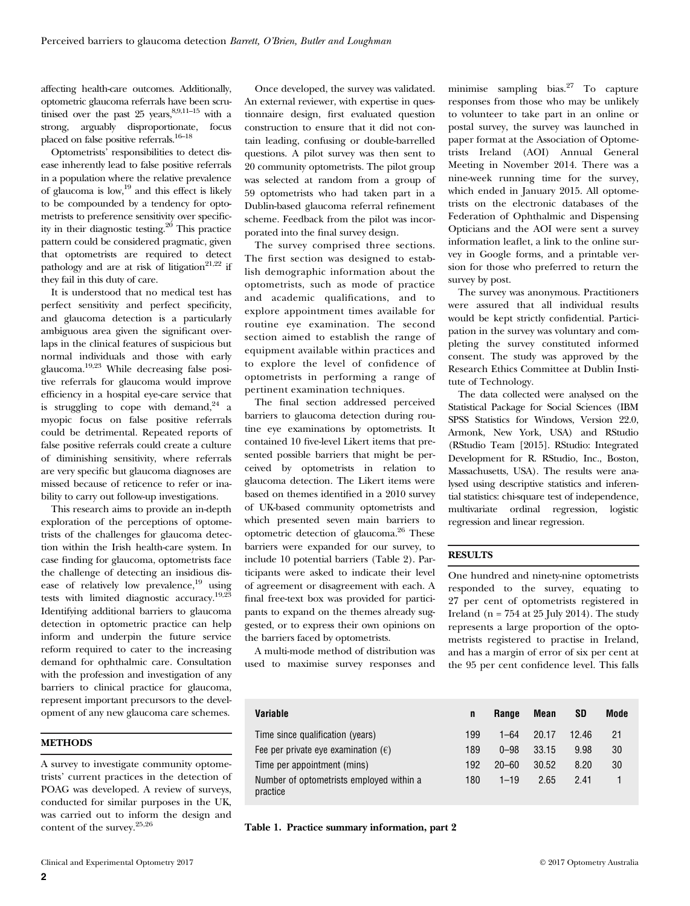affecting health-care outcomes. Additionally, optometric glaucoma referrals have been scrutinised over the past 25 years,[8,9,11–15] with a strong, arguably disproportionate, focus placed on false positive referrals.[16–18]

Optometrists' responsibilities to detect disease inherently lead to false positive referrals in a population where the relative prevalence of glaucoma is low,[19] and this effect is likely to be compounded by a tendency for optometrists to preference sensitivity over specificity in their diagnostic testing.[20] This practice pattern could be considered pragmatic, given that optometrists are required to detect pathology and are at risk of litigation[21,22] if they fail in this duty of care.

It is understood that no medical test has perfect sensitivity and perfect specificity, and glaucoma detection is a particularly ambiguous area given the significant overlaps in the clinical features of suspicious but normal individuals and those with early glaucoma.[19,23] While decreasing false positive referrals for glaucoma would improve efficiency in a hospital eye-care service that is struggling to cope with demand,[24] a myopic focus on false positive referrals could be detrimental. Repeated reports of false positive referrals could create a culture of diminishing sensitivity, where referrals are very specific but glaucoma diagnoses are missed because of reticence to refer or inability to carry out follow-up investigations.

This research aims to provide an in-depth exploration of the perceptions of optometrists of the challenges for glaucoma detection within the Irish health-care system. In case finding for glaucoma, optometrists face the challenge of detecting an insidious disease of relatively low prevalence,[19] using tests with limited diagnostic accuracy.[19,23] Identifying additional barriers to glaucoma detection in optometric practice can help inform and underpin the future service reform required to cater to the increasing demand for ophthalmic care. Consultation with the profession and investigation of any barriers to clinical practice for glaucoma, represent important precursors to the development of any new glaucoma care schemes.

## METHODS

A survey to investigate community optometrists' current practices in the detection of POAG was developed. A review of surveys, conducted for similar purposes in the UK, was carried out to inform the design and content of the survey.[25,26]

Once developed, the survey was validated. An external reviewer, with expertise in questionnaire design, first evaluated question construction to ensure that it did not contain leading, confusing or double-barrelled questions. A pilot survey was then sent to 20 community optometrists. The pilot group was selected at random from a group of 59 optometrists who had taken part in a Dublin-based glaucoma referral refinement scheme. Feedback from the pilot was incorporated into the final survey design.

The survey comprised three sections. The first section was designed to establish demographic information about the optometrists, such as mode of practice and academic qualifications, and to explore appointment times available for routine eye examination. The second section aimed to establish the range of equipment available within practices and to explore the level of confidence of optometrists in performing a range of pertinent examination techniques.

The final section addressed perceived barriers to glaucoma detection during routine eye examinations by optometrists. It contained 10 five-level Likert items that presented possible barriers that might be perceived by optometrists in relation to glaucoma detection. The Likert items were based on themes identified in a 2010 survey of UK-based community optometrists and which presented seven main barriers to optometric detection of glaucoma.[26] These barriers were expanded for our survey, to include 10 potential barriers (Table 2). Participants were asked to indicate their level of agreement or disagreement with each. A final free-text box was provided for participants to expand on the themes already suggested, or to express their own opinions on the barriers faced by optometrists.

A multi-mode method of distribution was used to maximise survey responses and minimise sampling bias.[27] To capture responses from those who may be unlikely to volunteer to take part in an online or postal survey, the survey was launched in paper format at the Association of Optometrists Ireland (AOI) Annual General Meeting in November 2014. There was a nine-week running time for the survey, which ended in January 2015. All optometrists on the electronic databases of the Federation of Ophthalmic and Dispensing Opticians and the AOI were sent a survey information leaflet, a link to the online survey in Google forms, and a printable version for those who preferred to return the survey by post.

The survey was anonymous. Practitioners were assured that all individual results would be kept strictly confidential. Participation in the survey was voluntary and completing the survey constituted informed consent. The study was approved by the Research Ethics Committee at Dublin Institute of Technology.

The data collected were analysed on the Statistical Package for Social Sciences (IBM SPSS Statistics for Windows, Version 22.0, Armonk, New York, USA) and RStudio (RStudio Team [2015]. RStudio: Integrated Development for R. RStudio, Inc., Boston, Massachusetts, USA). The results were analysed using descriptive statistics and inferential statistics: chi-square test of independence, multivariate ordinal regression, logistic regression and linear regression.

## RESULTS

One hundred and ninety-nine optometrists responded to the survey, equating to 27 per cent of optometrists registered in Ireland (n = 754 at 25 July 2014). The study represents a large proportion of the optometrists registered to practise in Ireland, and has a margin of error of six per cent at the 95 per cent confidence level. This falls

| Variable | n | Range | Mean | SD | Mode |
|---|---|---|---|---|---|
| Time since qualification (years) | 199 | 1–64 | 20.17 | 12.46 | 21 |
| Fee per private eye examination (€) | 189 | 0–98 | 33.15 | 9.98 | 30 |
| Time per appointment (mins) | 192 | 20–60 | 30.52 | 8.20 | 30 |
| Number of optometrists employed within a practice | 180 | 1–19 | 2.65 | 2.41 | 1 |

**Table 1. Practice summary information, part 2**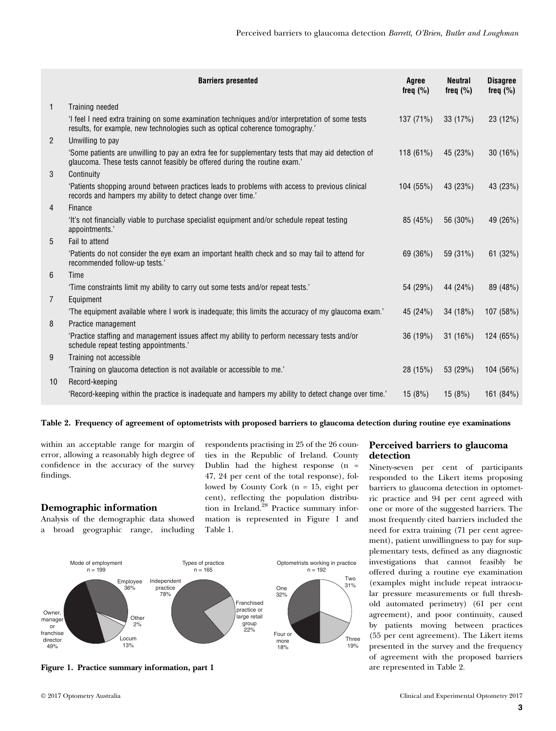| | Barriers presented | Agree freq (%) | Neutral freq (%) | Disagree freq (%) |
|---|---|---|---|---|
| 1 | Training needed | | | |
| | 'I feel I need extra training on some examination techniques and/or interpretation of some tests results, for example, new technologies such as optical coherence tomography.' | 137 (71%) | 33 (17%) | 23 (12%) |
| 2 | Unwilling to pay | | | |
| | 'Some patients are unwilling to pay an extra fee for supplementary tests that may aid detection of glaucoma. These tests cannot feasibly be offered during the routine exam.' | 118 (61%) | 45 (23%) | 30 (16%) |
| 3 | Continuity | | | |
| | 'Patients shopping around between practices leads to problems with access to previous clinical records and hampers my ability to detect change over time.' | 104 (55%) | 43 (23%) | 43 (23%) |
| 4 | Finance | | | |
| | 'It's not financially viable to purchase specialist equipment and/or schedule repeat testing appointments.' | 85 (45%) | 56 (30%) | 49 (26%) |
| 5 | Fail to attend | | | |
| | 'Patients do not consider the eye exam an important health check and so may fail to attend for recommended follow-up tests.' | 69 (36%) | 59 (31%) | 61 (32%) |
| 6 | Time | | | |
| | 'Time constraints limit my ability to carry out some tests and/or repeat tests.' | 54 (29%) | 44 (24%) | 89 (48%) |
| 7 | Equipment | | | |
| | 'The equipment available where I work is inadequate; this limits the accuracy of my glaucoma exam.' | 45 (24%) | 34 (18%) | 107 (58%) |
| 8 | Practice management | | | |
| | 'Practice staffing and management issues affect my ability to perform necessary tests and/or schedule repeat testing appointments.' | 36 (19%) | 31 (16%) | 124 (65%) |
| 9 | Training not accessible | | | |
| | 'Training on glaucoma detection is not available or accessible to me.' | 28 (15%) | 53 (29%) | 104 (56%) |
| 10 | Record-keeping | | | |
| | 'Record-keeping within the practice is inadequate and hampers my ability to detect change over time.' | 15 (8%) | 15 (8%) | 161 (84%) |

**Table 2. Frequency of agreement of optometrists with proposed barriers to glaucoma detection during routine eye examinations**

within an acceptable range for margin of error, allowing a reasonably high degree of confidence in the accuracy of the survey findings.

## Demographic information

Analysis of the demographic data showed a broad geographic range, including respondents practising in 25 of the 26 counties in the Republic of Ireland. County Dublin had the highest response (n = 47, 24 per cent of the total response), followed by County Cork (n = 15, eight per cent), reflecting the population distribution in Ireland.[28] Practice summary information is represented in Figure 1 and Table 1.

Mode of employment n = 199: Owner, manager or franchise director 49%; Employee 36%; Locum 13%; Other 2%

Types of practice n = 165: Independent practice 78%; Franchised practice or large retail group 22%

Optometrists working in practice n = 192: One 32%; Two 31%; Three 19%; Four or more 18%

**Figure 1. Practice summary information, part 1**

## Perceived barriers to glaucoma detection

Ninety-seven per cent of participants responded to the Likert items proposing barriers to glaucoma detection in optometric practice and 94 per cent agreed with one or more of the suggested barriers. The most frequently cited barriers included the need for extra training (71 per cent agreement), patient unwillingness to pay for supplementary tests, defined as any diagnostic investigations that cannot feasibly be offered during a routine eye examination (examples might include repeat intraocular pressure measurements or full threshold automated perimetry) (61 per cent agreement), and poor continuity, caused by patients moving between practices (55 per cent agreement). The Likert items presented in the survey and the frequency of agreement with the proposed barriers are represented in Table 2.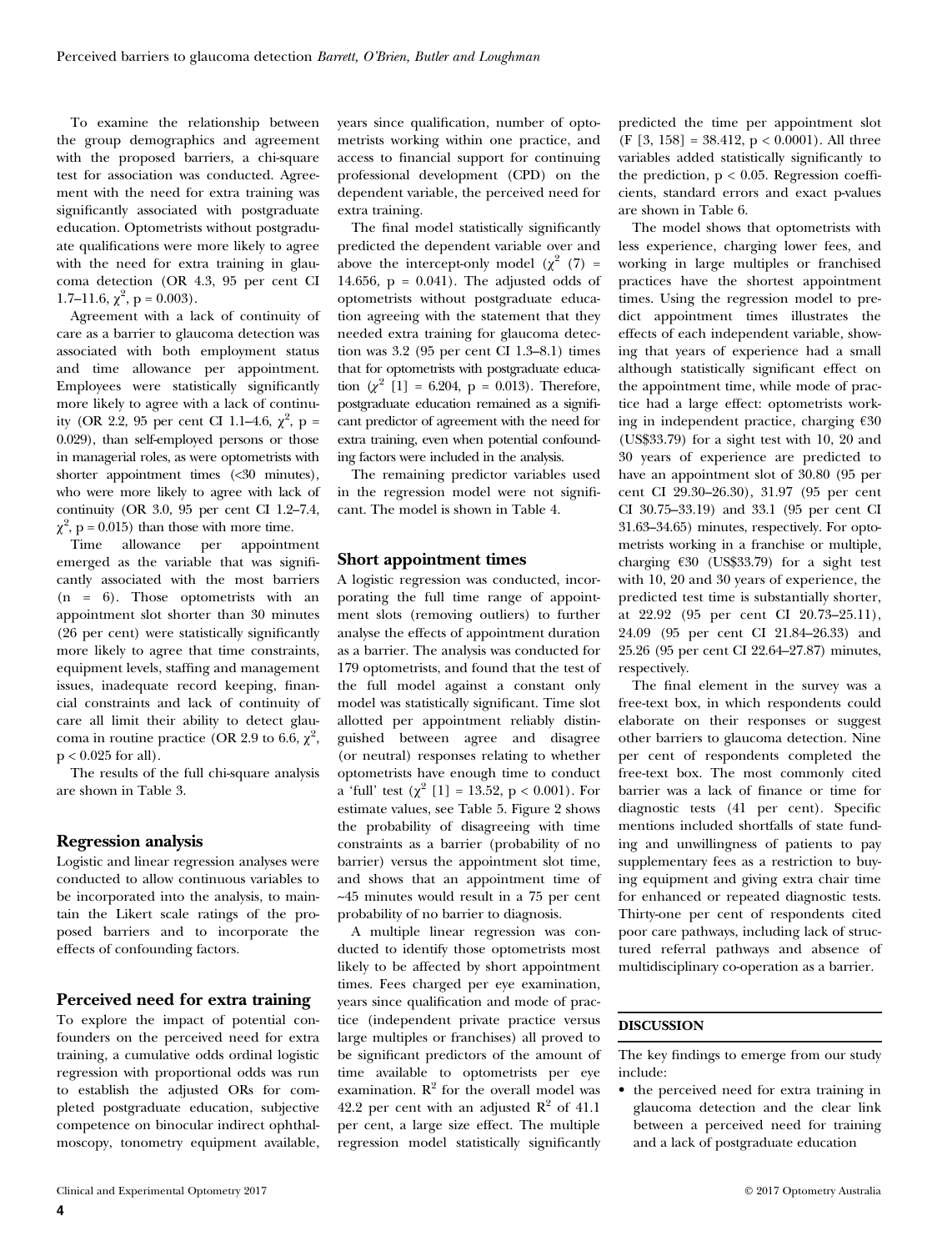To examine the relationship between the group demographics and agreement with the proposed barriers, a chi-square test for association was conducted. Agreement with the need for extra training was significantly associated with postgraduate education. Optometrists without postgraduate qualifications were more likely to agree with the need for extra training in glaucoma detection (OR 4.3, 95 per cent CI 1.7–11.6, $\chi^2$, p = 0.003).

Agreement with a lack of continuity of care as a barrier to glaucoma detection was associated with both employment status and time allowance per appointment. Employees were statistically significantly more likely to agree with a lack of continuity (OR 2.2, 95 per cent CI 1.1–4.6, $\chi^2$, p = 0.029), than self-employed persons or those in managerial roles, as were optometrists with shorter appointment times (<30 minutes), who were more likely to agree with lack of continuity (OR 3.0, 95 per cent CI 1.2–7.4, $\chi^2$, p = 0.015) than those with more time.

Time allowance per appointment emerged as the variable that was significantly associated with the most barriers (n = 6). Those optometrists with an appointment slot shorter than 30 minutes (26 per cent) were statistically significantly more likely to agree that time constraints, equipment levels, staffing and management issues, inadequate record keeping, financial constraints and lack of continuity of care all limit their ability to detect glaucoma in routine practice (OR 2.9 to 6.6, $\chi^2$, p < 0.025 for all).

The results of the full chi-square analysis are shown in Table 3.

## Regression analysis

Logistic and linear regression analyses were conducted to allow continuous variables to be incorporated into the analysis, to maintain the Likert scale ratings of the proposed barriers and to incorporate the effects of confounding factors.

## Perceived need for extra training

To explore the impact of potential confounders on the perceived need for extra training, a cumulative odds ordinal logistic regression with proportional odds was run to establish the adjusted ORs for completed postgraduate education, subjective competence on binocular indirect ophthalmoscopy, tonometry equipment available, years since qualification, number of optometrists working within one practice, and access to financial support for continuing professional development (CPD) on the dependent variable, the perceived need for extra training.

The final model statistically significantly predicted the dependent variable over and above the intercept-only model ($\chi^2$ (7) = 14.656, p = 0.041). The adjusted odds of optometrists without postgraduate education agreeing with the statement that they needed extra training for glaucoma detection was 3.2 (95 per cent CI 1.3–8.1) times that for optometrists with postgraduate education ($\chi^2$ [1] = 6.204, p = 0.013). Therefore, postgraduate education remained as a significant predictor of agreement with the need for extra training, even when potential confounding factors were included in the analysis.

The remaining predictor variables used in the regression model were not significant. The model is shown in Table 4.

## Short appointment times

A logistic regression was conducted, incorporating the full time range of appointment slots (removing outliers) to further analyse the effects of appointment duration as a barrier. The analysis was conducted for 179 optometrists, and found that the test of the full model against a constant only model was statistically significant. Time slot allotted per appointment reliably distinguished between agree and disagree (or neutral) responses relating to whether optometrists have enough time to conduct a 'full' test ($\chi^2$ [1] = 13.52, p < 0.001). For estimate values, see Table 5. Figure 2 shows the probability of disagreeing with time constraints as a barrier (probability of no barrier) versus the appointment slot time, and shows that an appointment time of ~45 minutes would result in a 75 per cent probability of no barrier to diagnosis.

A multiple linear regression was conducted to identify those optometrists most likely to be affected by short appointment times. Fees charged per eye examination, years since qualification and mode of practice (independent private practice versus large multiples or franchises) all proved to be significant predictors of the amount of time available to optometrists per eye examination. $R^2$ for the overall model was 42.2 per cent with an adjusted $R^2$ of 41.1 per cent, a large size effect. The multiple regression model statistically significantly predicted the time per appointment slot (F [3, 158] = 38.412, p < 0.0001). All three variables added statistically significantly to the prediction, p < 0.05. Regression coefficients, standard errors and exact p-values are shown in Table 6.

The model shows that optometrists with less experience, charging lower fees, and working in large multiples or franchised practices have the shortest appointment times. Using the regression model to predict appointment times illustrates the effects of each independent variable, showing that years of experience had a small although statistically significant effect on the appointment time, while mode of practice had a large effect: optometrists working in independent practice, charging €30 (US$33.79) for a sight test with 10, 20 and 30 years of experience are predicted to have an appointment slot of 30.80 (95 per cent CI 29.30–26.30), 31.97 (95 per cent CI 30.75–33.19) and 33.1 (95 per cent CI 31.63–34.65) minutes, respectively. For optometrists working in a franchise or multiple, charging €30 (US$33.79) for a sight test with 10, 20 and 30 years of experience, the predicted test time is substantially shorter, at 22.92 (95 per cent CI 20.73–25.11), 24.09 (95 per cent CI 21.84–26.33) and 25.26 (95 per cent CI 22.64–27.87) minutes, respectively.

The final element in the survey was a free-text box, in which respondents could elaborate on their responses or suggest other barriers to glaucoma detection. Nine per cent of respondents completed the free-text box. The most commonly cited barrier was a lack of finance or time for diagnostic tests (41 per cent). Specific mentions included shortfalls of state funding and unwillingness of patients to pay supplementary fees as a restriction to buying equipment and giving extra chair time for enhanced or repeated diagnostic tests. Thirty-one per cent of respondents cited poor care pathways, including lack of structured referral pathways and absence of multidisciplinary co-operation as a barrier.

## DISCUSSION

The key findings to emerge from our study include:

- the perceived need for extra training in glaucoma detection and the clear link between a perceived need for training and a lack of postgraduate education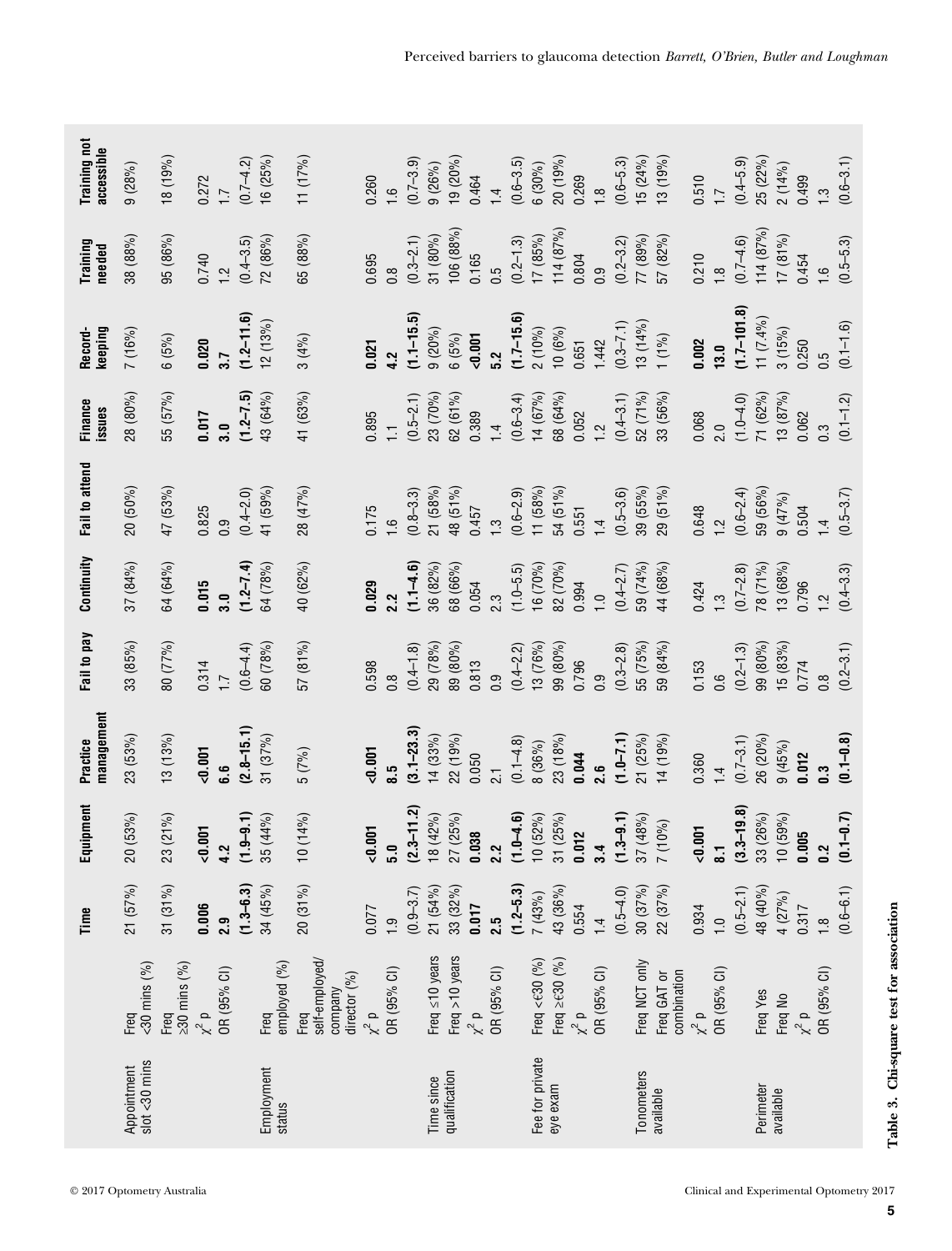**Table 3. Chi-square test for association**

| | | Time | Equipment | Practice management | Fail to pay | Continuity | Fail to attend | Finance issues | Record-keeping | Training needed | Training not accessible |
|---|---|---|---|---|---|---|---|---|---|---|---|
| Appointment slot <30 mins | Freq <30 mins (%) | 21 (57%) | 20 (53%) | 23 (53%) | 33 (85%) | 37 (84%) | 20 (50%) | 28 (80%) | 7 (16%) | 38 (88%) | 9 (28%) |
| | Freq ≥30 mins (%) | 31 (31%) | 23 (21%) | 13 (13%) | 80 (77%) | 64 (64%) | 47 (53%) | 55 (57%) | 6 (5%) | 95 (86%) | 18 (19%) |
| | $\chi^2$ p | **0.006** | **<0.001** | **<0.001** | 0.314 | **0.015** | 0.825 | **0.017** | **0.020** | 0.740 | 0.272 |
| | OR (95% CI) | **2.9** **(1.3–6.3)** | **4.2** **(1.9–9.1)** | **6.6** **(2.8–15.1)** | 1.7 (0.6–4.4) | **3.0** **(1.2–7.4)** | 0.9 (0.4–2.0) | **3.0** **(1.2–7.5)** | **3.7** **(1.2–11.6)** | 1.2 (0.4–3.5) | 1.7 (0.7–4.2) |
| Employment status | Freq employed (%) | 34 (45%) | 35 (44%) | 31 (37%) | 60 (78%) | 64 (78%) | 41 (59%) | 43 (64%) | 12 (13%) | 72 (86%) | 16 (25%) |
| | Freq self-employed/ company director (%) | 20 (31%) | 10 (14%) | 5 (7%) | 57 (81%) | 40 (62%) | 28 (47%) | 41 (63%) | 3 (4%) | 65 (88%) | 11 (17%) |
| | $\chi^2$ p | 0.077 | **<0.001** | **<0.001** | 0.598 | **0.029** | 0.175 | 0.895 | **0.021** | 0.695 | 0.260 |
| | OR (95% CI) | 1.9 (0.9–3.7) | **5.0** **(2.3–11.2)** | **8.5** **(3.1–23.3)** | 0.8 (0.4–1.8) | **2.2** **(1.1–4.6)** | 1.6 (0.8–3.3) | 1.1 (0.5–2.1) | **4.2** **(1.1–15.5)** | 0.8 (0.3–2.1) | 1.6 (0.7–3.9) |
| Time since qualification | Freq ≤10 years | 21 (54%) | 18 (42%) | 14 (33%) | 29 (78%) | 36 (82%) | 21 (58%) | 23 (70%) | 9 (20%) | 31 (80%) | 9 (26%) |
| | Freq >10 years | 33 (32%) | 27 (25%) | 22 (19%) | 89 (80%) | 68 (66%) | 48 (51%) | 62 (61%) | 6 (5%) | 106 (88%) | 19 (20%) |
| | $\chi^2$ p | **0.017** | **0.038** | 0.050 | 0.813 | 0.054 | 0.457 | 0.389 | **<0.001** | 0.165 | 0.464 |
| | OR (95% CI) | **2.5** **(1.2–5.3)** | **2.2** **(1.0–4.6)** | 2.1 (0.1–4.8) | 0.9 (0.4–2.2) | 2.3 (1.0–5.5) | 1.3 (0.6–2.9) | 1.4 (0.6–3.4) | **5.2** **(1.7–15.6)** | 0.5 (0.2–1.3) | 1.4 (0.6–3.5) |
| Fee for private eye exam | Freq <€30 (%) | 7 (43%) | 10 (52%) | 8 (36%) | 13 (76%) | 16 (70%) | 11 (58%) | 14 (67%) | 2 (10%) | 17 (85%) | 6 (30%) |
| | Freq ≥€30 (%) | 43 (36%) | 31 (25%) | 23 (18%) | 99 (80%) | 82 (70%) | 54 (51%) | 68 (64%) | 10 (6%) | 114 (87%) | 20 (19%) |
| | $\chi^2$ p | 0.554 | **0.012** | **0.044** | 0.796 | 0.994 | 0.551 | 0.052 | 0.651 | 0.804 | 0.269 |
| | OR (95% CI) | 1.4 (0.5–4.0) | **3.4** **(1.3–9.1)** | **2.6** **(1.0–7.1)** | 0.9 (0.3–2.8) | 1.0 (0.4–2.7) | 1.4 (0.5–3.6) | 1.2 (0.4–3.1) | 1.442 (0.3–7.1) | 0.9 (0.2–3.2) | 1.8 (0.6–5.3) |
| Tonometers available | Freq NCT only | 30 (37%) | 37 (48%) | 21 (25%) | 55 (75%) | 59 (74%) | 39 (55%) | 52 (71%) | 13 (14%) | 77 (89%) | 15 (24%) |
| | Freq GAT or combination | 22 (37%) | 7 (10%) | 14 (19%) | 59 (84%) | 44 (68%) | 29 (51%) | 33 (56%) | 1 (1%) | 57 (82%) | 13 (19%) |
| | $\chi^2$ p | 0.934 | **<0.001** | 0.360 | 0.153 | 0.424 | 0.648 | 0.068 | **0.002** | 0.210 | 0.510 |
| | OR (95% CI) | 1.0 (0.5–2.1) | **8.1** **(3.3–19.8)** | 1.4 (0.7–3.1) | 0.6 (0.2–1.3) | 1.3 (0.7–2.8) | 1.2 (0.6–2.4) | 2.0 (1.0–4.0) | **13.0** **(1.7–101.8)** | 1.8 (0.7–4.6) | 1.7 (0.4–5.9) |
| Perimeter available | Freq Yes | 48 (40%) | 33 (26%) | 26 (20%) | 99 (80%) | 78 (71%) | 59 (56%) | 71 (62%) | 11 (7.4%) | 114 (87%) | 25 (22%) |
| | Freq No | 4 (27%) | 10 (59%) | 9 (45%) | 15 (83%) | 13 (68%) | 9 (47%) | 13 (87%) | 3 (15%) | 17 (81%) | 2 (14%) |
| | $\chi^2$ p | 0.317 | **0.005** | **0.012** | 0.774 | 0.796 | 0.504 | 0.062 | 0.250 | 0.454 | 0.499 |
| | OR (95% CI) | 1.8 (0.6–6.1) | **0.2** **(0.1–0.7)** | **0.3** **(0.1–0.8)** | 0.8 (0.2–3.1) | 1.2 (0.4–3.3) | 1.4 (0.5–3.7) | 0.3 (0.1–1.2) | 0.5 (0.1–1.6) | 1.6 (0.5–5.3) | 1.3 (0.6–3.1) |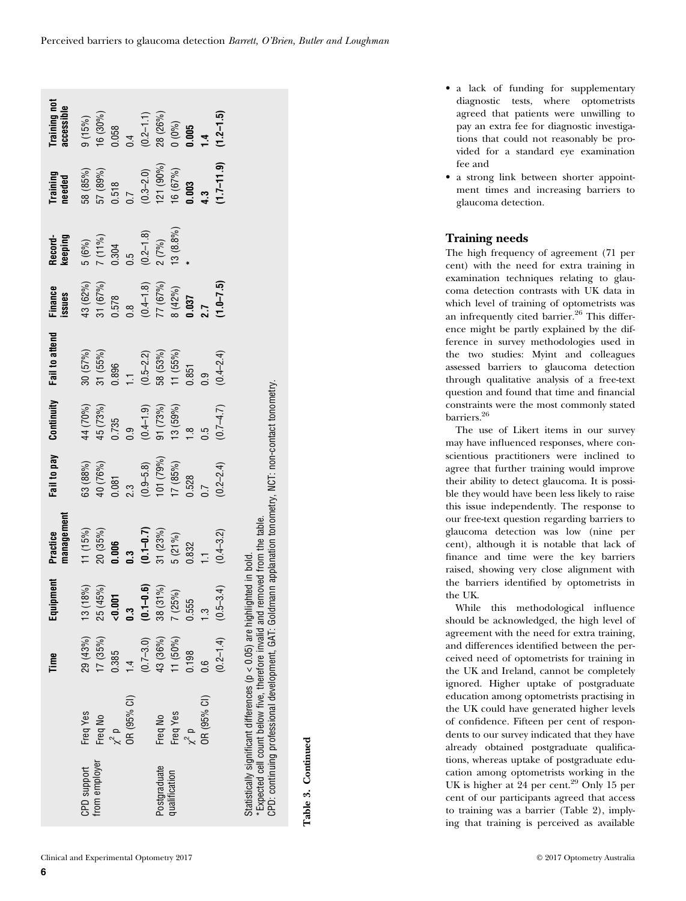| | | Time | Equipment | Practice management | Fail to pay | Continuity | Fail to attend | Finance issues | Record-keeping | Training needed | Training not accessible |
|---|---|---|---|---|---|---|---|---|---|---|---|
| CPD support from employer | Freq Yes | 29 (43%) | 13 (18%) | 11 (15%) | 63 (88%) | 44 (70%) | 30 (57%) | 43 (62%) | 5 (6%) | 58 (85%) | 9 (15%) |
| | Freq No | 17 (35%) | 25 (45%) | 20 (35%) | 40 (76%) | 45 (73%) | 31 (55%) | 31 (67%) | 7 (11%) | 57 (89%) | 16 (30%) |
| | $\chi^2$ p | 0.385 | **<0.001** | **0.006** | 0.081 | 0.735 | 0.896 | 0.578 | 0.304 | 0.518 | 0.058 |
| | OR (95% CI) | 1.4 | **0.3** | **0.3** | 2.3 | 0.9 | 1.1 | 0.8 | 0.5 | 0.7 | 0.4 |
| | | (0.7–3.0) | **(0.1–0.6)** | **(0.1–0.7)** | (0.9–5.8) | (0.4–1.9) | (0.5–2.2) | (0.4–1.8) | (0.2–1.8) | (0.3–2.0) | (0.2–1.1) |
| Postgraduate qualification | Freq No | 43 (36%) | 38 (31%) | 31 (23%) | 101 (79%) | 91 (73%) | 58 (53%) | 77 (67%) | 2 (7%) | 121 (90%) | 28 (26%) |
| | Freq Yes | 11 (50%) | 7 (25%) | 5 (21%) | 17 (85%) | 13 (59%) | 11 (55%) | 8 (42%) | 13 (8.8%) | 16 (67%) | 0 (0%) |
| | $\chi^2$ p | 0.198 | 0.555 | 0.832 | 0.528 | 1.8 | 0.851 | **0.037** | * | **0.003** | **0.005** |
| | OR (95% CI) | 0.6 | 1.3 | 1.1 | 0.7 | 0.5 | 0.9 | **2.7** | | **4.3** | **1.4** |
| | | (0.2–1.4) | (0.5–3.4) | (0.4–3.2) | (0.2–2.4) | (0.7–4.7) | (0.4–2.4) | **(1.0–7.5)** | | **(1.7–11.9)** | **(1.2–1.5)** |

Statistically significant differences ($p < 0.05$) are highlighted in bold.
*Expected cell count below five, therefore invalid and removed from the table.
CPD: continuing professional development, GAT: Goldmann applanation tonometry, NCT: non-contact tonometry.

**Table 3. Continued**

- a lack of funding for supplementary diagnostic tests, where optometrists agreed that patients were unwilling to pay an extra fee for diagnostic investigations that could not reasonably be provided for a standard eye examination fee and
- a strong link between shorter appointment times and increasing barriers to glaucoma detection.

## Training needs

The high frequency of agreement (71 per cent) with the need for extra training in examination techniques relating to glaucoma detection contrasts with UK data in which level of training of optometrists was an infrequently cited barrier.[26] This difference might be partly explained by the difference in survey methodologies used in the two studies: Myint and colleagues assessed barriers to glaucoma detection through qualitative analysis of a free-text question and found that time and financial constraints were the most commonly stated barriers.[26]

The use of Likert items in our survey may have influenced responses, where conscientious practitioners were inclined to agree that further training would improve their ability to detect glaucoma. It is possible they would have been less likely to raise this issue independently. The response to our free-text question regarding barriers to glaucoma detection was low (nine per cent), although it is notable that lack of finance and time were the key barriers raised, showing very close alignment with the barriers identified by optometrists in the UK.

While this methodological influence should be acknowledged, the high level of agreement with the need for extra training, and differences identified between the perceived need of optometrists for training in the UK and Ireland, cannot be completely ignored. Higher uptake of postgraduate education among optometrists practising in the UK could have generated higher levels of confidence. Fifteen per cent of respondents to our survey indicated that they have already obtained postgraduate qualifications, whereas uptake of postgraduate education among optometrists working in the UK is higher at 24 per cent.[29] Only 15 per cent of our participants agreed that access to training was a barrier (Table 2), implying that training is perceived as available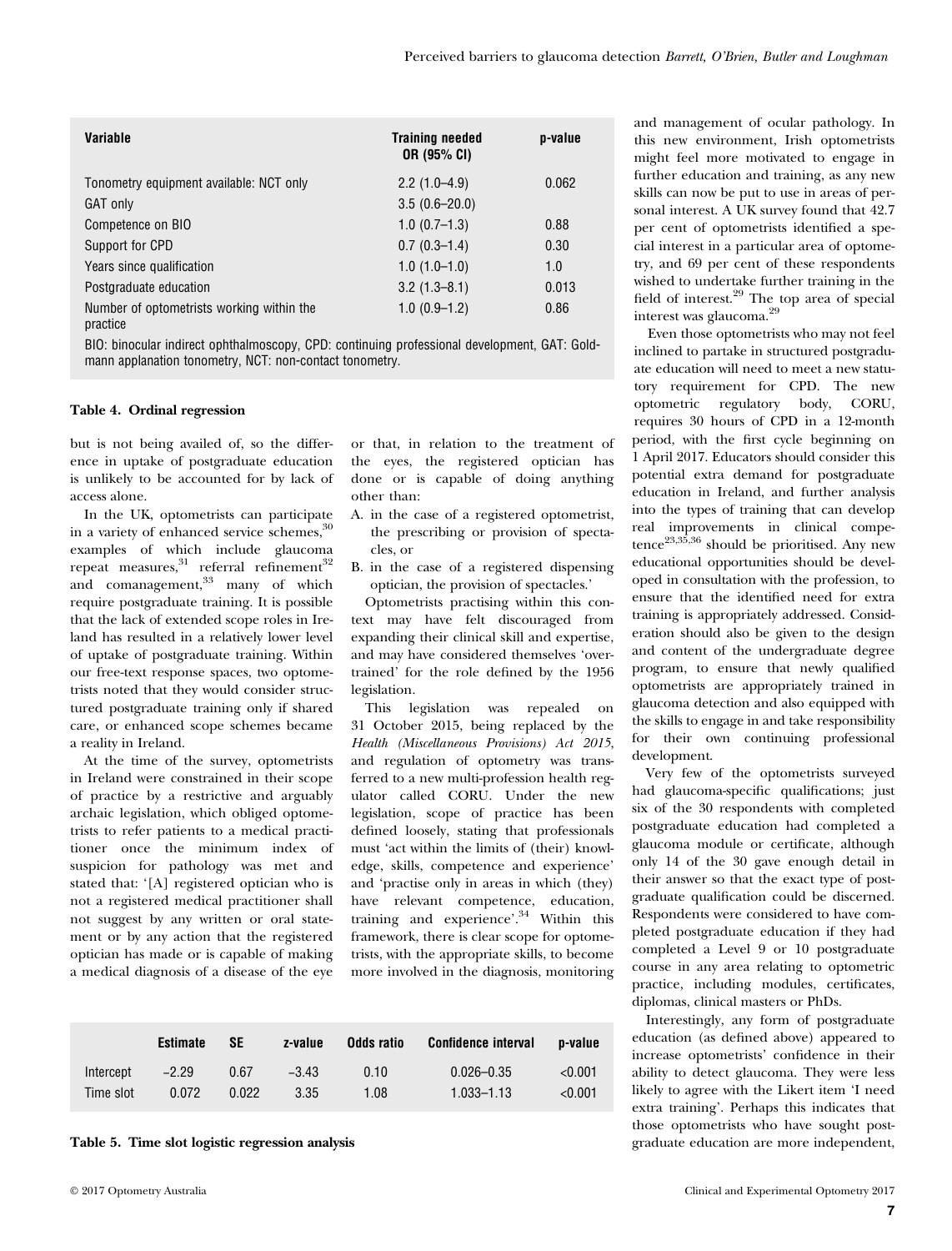| Variable | Training needed OR (95% CI) | p-value |
|---|---|---|
| Tonometry equipment available: NCT only | 2.2 (1.0–4.9) | 0.062 |
| GAT only | 3.5 (0.6–20.0) | |
| Competence on BIO | 1.0 (0.7–1.3) | 0.88 |
| Support for CPD | 0.7 (0.3–1.4) | 0.30 |
| Years since qualification | 1.0 (1.0–1.0) | 1.0 |
| Postgraduate education | 3.2 (1.3–8.1) | 0.013 |
| Number of optometrists working within the practice | 1.0 (0.9–1.2) | 0.86 |

BIO: binocular indirect ophthalmoscopy, CPD: continuing professional development, GAT: Goldmann applanation tonometry, NCT: non-contact tonometry.

**Table 4. Ordinal regression**

but is not being availed of, so the difference in uptake of postgraduate education is unlikely to be accounted for by lack of access alone.

In the UK, optometrists can participate in a variety of enhanced service schemes,[30] examples of which include glaucoma repeat measures,[31] referral refinement[32] and comanagement,[33] many of which require postgraduate training. It is possible that the lack of extended scope roles in Ireland has resulted in a relatively lower level of uptake of postgraduate training. Within our free-text response spaces, two optometrists noted that they would consider structured postgraduate training only if shared care, or enhanced scope schemes became a reality in Ireland.

At the time of the survey, optometrists in Ireland were constrained in their scope of practice by a restrictive and arguably archaic legislation, which obliged optometrists to refer patients to a medical practitioner once the minimum index of suspicion for pathology was met and stated that: '[A] registered optician who is not a registered medical practitioner shall not suggest by any written or oral statement or by any action that the registered optician has made or is capable of making a medical diagnosis of a disease of the eye or that, in relation to the treatment of the eyes, the registered optician has done or is capable of doing anything other than:

A. in the case of a registered optometrist, the prescribing or provision of spectacles, or
B. in the case of a registered dispensing optician, the provision of spectacles.'

Optometrists practising within this context may have felt discouraged from expanding their clinical skill and expertise, and may have considered themselves 'overtrained' for the role defined by the 1956 legislation.

This legislation was repealed on 31 October 2015, being replaced by the *Health (Miscellaneous Provisions) Act 2015*, and regulation of optometry was transferred to a new multi-profession health regulator called CORU. Under the new legislation, scope of practice has been defined loosely, stating that professionals must 'act within the limits of (their) knowledge, skills, competence and experience' and 'practise only in areas in which (they) have relevant competence, education, training and experience'.[34] Within this framework, there is clear scope for optometrists, with the appropriate skills, to become more involved in the diagnosis, monitoring and management of ocular pathology. In this new environment, Irish optometrists might feel more motivated to engage in further education and training, as any new skills can now be put to use in areas of personal interest. A UK survey found that 42.7 per cent of optometrists identified a special interest in a particular area of optometry, and 69 per cent of these respondents wished to undertake further training in the field of interest.[29] The top area of special interest was glaucoma.[29]

Even those optometrists who may not feel inclined to partake in structured postgraduate education will need to meet a new statutory requirement for CPD. The new optometric regulatory body, CORU, requires 30 hours of CPD in a 12-month period, with the first cycle beginning on 1 April 2017. Educators should consider this potential extra demand for postgraduate education in Ireland, and further analysis into the types of training that can develop real improvements in clinical competence[23,35,36] should be prioritised. Any new educational opportunities should be developed in consultation with the profession, to ensure that the identified need for extra training is appropriately addressed. Consideration should also be given to the design and content of the undergraduate degree program, to ensure that newly qualified optometrists are appropriately trained in glaucoma detection and also equipped with the skills to engage in and take responsibility for their own continuing professional development.

Very few of the optometrists surveyed had glaucoma-specific qualifications; just six of the 30 respondents with completed postgraduate education had completed a glaucoma module or certificate, although only 14 of the 30 gave enough detail in their answer so that the exact type of postgraduate qualification could be discerned. Respondents were considered to have completed postgraduate education if they had completed a Level 9 or 10 postgraduate course in any area relating to optometric practice, including modules, certificates, diplomas, clinical masters or PhDs.

Interestingly, any form of postgraduate education (as defined above) appeared to increase optometrists' confidence in their ability to detect glaucoma. They were less likely to agree with the Likert item 'I need extra training'. Perhaps this indicates that those optometrists who have sought postgraduate education are more independent,

| | Estimate | SE | z-value | Odds ratio | Confidence interval | p-value |
|---|---|---|---|---|---|---|
| Intercept | −2.29 | 0.67 | −3.43 | 0.10 | 0.026–0.35 | <0.001 |
| Time slot | 0.072 | 0.022 | 3.35 | 1.08 | 1.033–1.13 | <0.001 |

**Table 5. Time slot logistic regression analysis**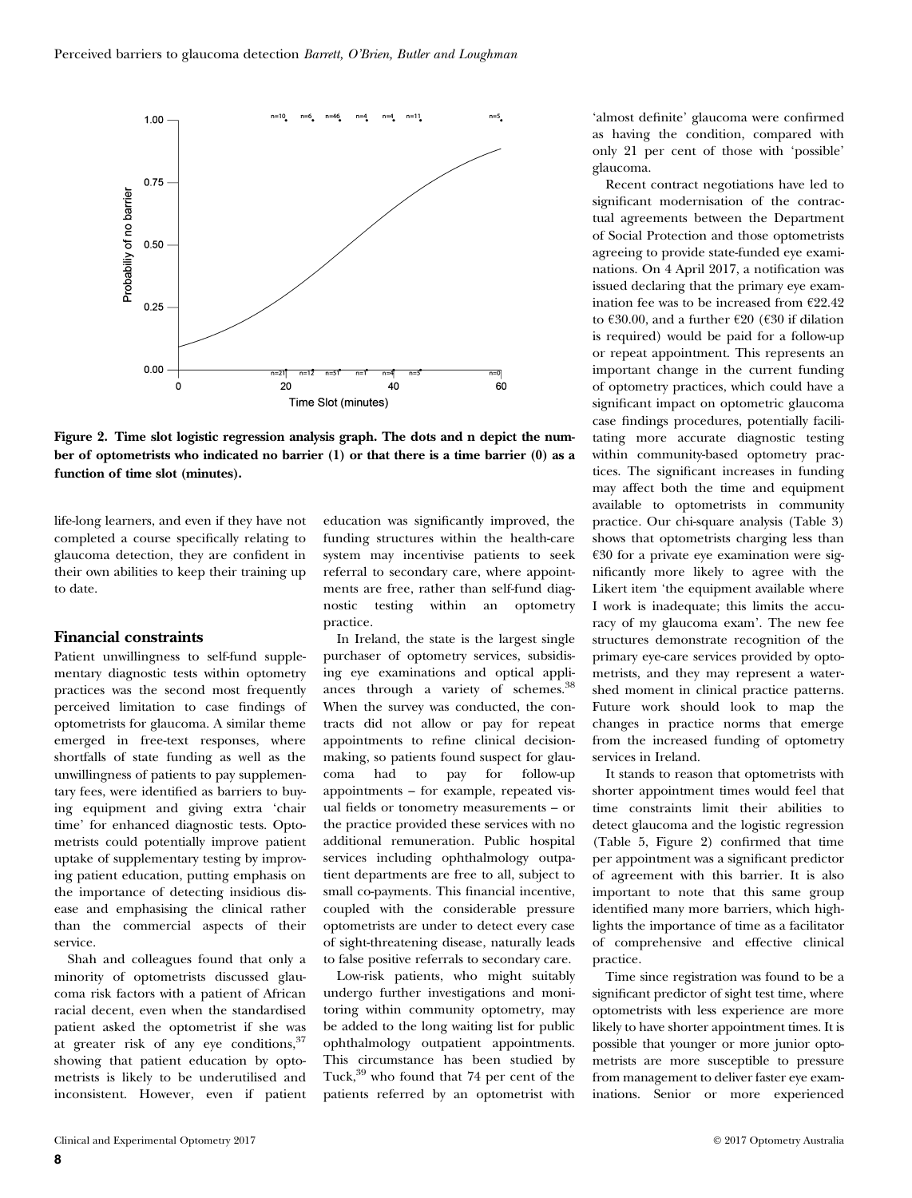Figure 2. Time slot logistic regression analysis graph. The dots and n depict the number of optometrists who indicated no barrier (1) or that there is a time barrier (0) as a function of time slot (minutes).

life-long learners, and even if they have not completed a course specifically relating to glaucoma detection, they are confident in their own abilities to keep their training up to date.

## Financial constraints

Patient unwillingness to self-fund supplementary diagnostic tests within optometry practices was the second most frequently perceived limitation to case findings of optometrists for glaucoma. A similar theme emerged in free-text responses, where shortfalls of state funding as well as the unwillingness of patients to pay supplementary fees, were identified as barriers to buying equipment and giving extra 'chair time' for enhanced diagnostic tests. Optometrists could potentially improve patient uptake of supplementary testing by improving patient education, putting emphasis on the importance of detecting insidious disease and emphasising the clinical rather than the commercial aspects of their service.

Shah and colleagues found that only a minority of optometrists discussed glaucoma risk factors with a patient of African racial decent, even when the standardised patient asked the optometrist if she was at greater risk of any eye conditions,[37] showing that patient education by optometrists is likely to be underutilised and inconsistent. However, even if patient education was significantly improved, the funding structures within the health-care system may incentivise patients to seek referral to secondary care, where appointments are free, rather than self-fund diagnostic testing within an optometry practice.

In Ireland, the state is the largest single purchaser of optometry services, subsidising eye examinations and optical appliances through a variety of schemes.[38] When the survey was conducted, the contracts did not allow or pay for repeat appointments to refine clinical decision-making, so patients found suspect for glaucoma had to pay for follow-up appointments – for example, repeated visual fields or tonometry measurements – or the practice provided these services with no additional remuneration. Public hospital services including ophthalmology outpatient departments are free to all, subject to small co-payments. This financial incentive, coupled with the considerable pressure optometrists are under to detect every case of sight-threatening disease, naturally leads to false positive referrals to secondary care.

Low-risk patients, who might suitably undergo further investigations and monitoring within community optometry, may be added to the long waiting list for public ophthalmology outpatient appointments. This circumstance has been studied by Tuck,[39] who found that 74 per cent of the patients referred by an optometrist with 'almost definite' glaucoma were confirmed as having the condition, compared with only 21 per cent of those with 'possible' glaucoma.

Recent contract negotiations have led to significant modernisation of the contractual agreements between the Department of Social Protection and those optometrists agreeing to provide state-funded eye examinations. On 4 April 2017, a notification was issued declaring that the primary eye examination fee was to be increased from €22.42 to €30.00, and a further €20 (€30 if dilation is required) would be paid for a follow-up or repeat appointment. This represents an important change in the current funding of optometry practices, which could have a significant impact on optometric glaucoma case findings procedures, potentially facilitating more accurate diagnostic testing within community-based optometry practices. The significant increases in funding may affect both the time and equipment available to optometrists in community practice. Our chi-square analysis (Table 3) shows that optometrists charging less than €30 for a private eye examination were significantly more likely to agree with the Likert item 'the equipment available where I work is inadequate; this limits the accuracy of my glaucoma exam'. The new fee structures demonstrate recognition of the primary eye-care services provided by optometrists, and they may represent a watershed moment in clinical practice patterns. Future work should look to map the changes in practice norms that emerge from the increased funding of optometry services in Ireland.

It stands to reason that optometrists with shorter appointment times would feel that time constraints limit their abilities to detect glaucoma and the logistic regression (Table 5, Figure 2) confirmed that time per appointment was a significant predictor of agreement with this barrier. It is also important to note that this same group identified many more barriers, which highlights the importance of time as a facilitator of comprehensive and effective clinical practice.

Time since registration was found to be a significant predictor of sight test time, where optometrists with less experience are more likely to have shorter appointment times. It is possible that younger or more junior optometrists are more susceptible to pressure from management to deliver faster eye examinations. Senior or more experienced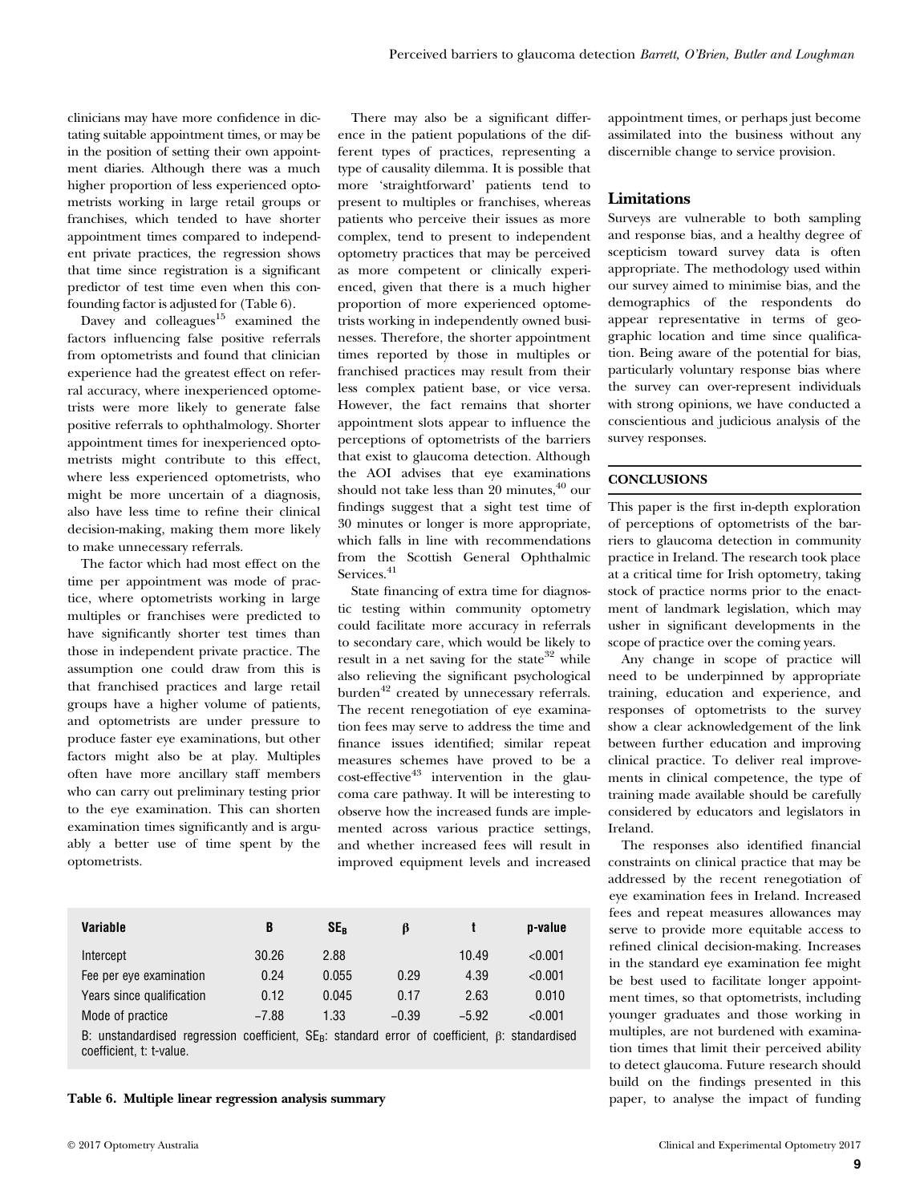clinicians may have more confidence in dictating suitable appointment times, or may be in the position of setting their own appointment diaries. Although there was a much higher proportion of less experienced optometrists working in large retail groups or franchises, which tended to have shorter appointment times compared to independent private practices, the regression shows that time since registration is a significant predictor of test time even when this confounding factor is adjusted for (Table 6).

Davey and colleagues[15] examined the factors influencing false positive referrals from optometrists and found that clinician experience had the greatest effect on referral accuracy, where inexperienced optometrists were more likely to generate false positive referrals to ophthalmology. Shorter appointment times for inexperienced optometrists might contribute to this effect, where less experienced optometrists, who might be more uncertain of a diagnosis, also have less time to refine their clinical decision-making, making them more likely to make unnecessary referrals.

The factor which had most effect on the time per appointment was mode of practice, where optometrists working in large multiples or franchises were predicted to have significantly shorter test times than those in independent private practice. The assumption one could draw from this is that franchised practices and large retail groups have a higher volume of patients, and optometrists are under pressure to produce faster eye examinations, but other factors might also be at play. Multiples often have more ancillary staff members who can carry out preliminary testing prior to the eye examination. This can shorten examination times significantly and is arguably a better use of time spent by the optometrists.

There may also be a significant difference in the patient populations of the different types of practices, representing a type of causality dilemma. It is possible that more 'straightforward' patients tend to present to multiples or franchises, whereas patients who perceive their issues as more complex, tend to present to independent optometry practices that may be perceived as more competent or clinically experienced, given that there is a much higher proportion of more experienced optometrists working in independently owned businesses. Therefore, the shorter appointment times reported by those in multiples or franchised practices may result from their less complex patient base, or vice versa. However, the fact remains that shorter appointment slots appear to influence the perceptions of optometrists of the barriers that exist to glaucoma detection. Although the AOI advises that eye examinations should not take less than 20 minutes,[40] our findings suggest that a sight test time of 30 minutes or longer is more appropriate, which falls in line with recommendations from the Scottish General Ophthalmic Services.[41]

State financing of extra time for diagnostic testing within community optometry could facilitate more accuracy in referrals to secondary care, which would be likely to result in a net saving for the state[32] while also relieving the significant psychological burden[42] created by unnecessary referrals. The recent renegotiation of eye examination fees may serve to address the time and finance issues identified; similar repeat measures schemes have proved to be a cost-effective[43] intervention in the glaucoma care pathway. It will be interesting to observe how the increased funds are implemented across various practice settings, and whether increased fees will result in improved equipment levels and increased appointment times, or perhaps just become assimilated into the business without any discernible change to service provision.

| Variable | B | $SE_B$ | β | t | p-value |
|---|---|---|---|---|---|
| Intercept | 30.26 | 2.88 | | 10.49 | <0.001 |
| Fee per eye examination | 0.24 | 0.055 | 0.29 | 4.39 | <0.001 |
| Years since qualification | 0.12 | 0.045 | 0.17 | 2.63 | 0.010 |
| Mode of practice | −7.88 | 1.33 | −0.39 | −5.92 | <0.001 |

B: unstandardised regression coefficient, $SE_B$: standard error of coefficient, β: standardised coefficient, t: t-value.

**Table 6. Multiple linear regression analysis summary**

## Limitations

Surveys are vulnerable to both sampling and response bias, and a healthy degree of scepticism toward survey data is often appropriate. The methodology used within our survey aimed to minimise bias, and the demographics of the respondents do appear representative in terms of geographic location and time since qualification. Being aware of the potential for bias, particularly voluntary response bias where the survey can over-represent individuals with strong opinions, we have conducted a conscientious and judicious analysis of the survey responses.

## CONCLUSIONS

This paper is the first in-depth exploration of perceptions of optometrists of the barriers to glaucoma detection in community practice in Ireland. The research took place at a critical time for Irish optometry, taking stock of practice norms prior to the enactment of landmark legislation, which may usher in significant developments in the scope of practice over the coming years.

Any change in scope of practice will need to be underpinned by appropriate training, education and experience, and responses of optometrists to the survey show a clear acknowledgement of the link between further education and improving clinical practice. To deliver real improvements in clinical competence, the type of training made available should be carefully considered by educators and legislators in Ireland.

The responses also identified financial constraints on clinical practice that may be addressed by the recent renegotiation of eye examination fees in Ireland. Increased fees and repeat measures allowances may serve to provide more equitable access to refined clinical decision-making. Increases in the standard eye examination fee might be best used to facilitate longer appointment times, so that optometrists, including younger graduates and those working in multiples, are not burdened with examination times that limit their perceived ability to detect glaucoma. Future research should build on the findings presented in this paper, to analyse the impact of funding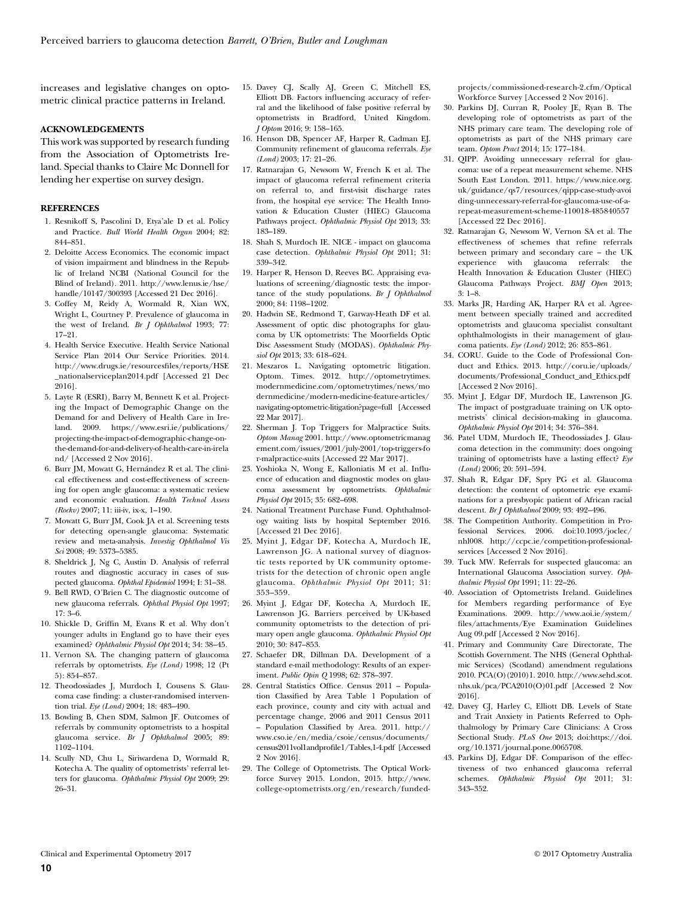increases and legislative changes on optometric clinical practice patterns in Ireland.

## ACKNOWLEDGEMENTS

This work was supported by research funding from the Association of Optometrists Ireland. Special thanks to Claire Mc Donnell for lending her expertise on survey design.

## REFERENCES

1. Resnikoff S, Pascolini D, Etya'ale D et al. Policy and Practice. *Bull World Health Organ* 2004; 82: 844–851.
2. Deloitte Access Economics. The economic impact of vision impairment and blindness in the Republic of Ireland NCBI (National Council for the Blind of Ireland). 2011. http://www.lenus.ie/hse/handle/10147/300393 [Accessed 21 Dec 2016].
3. Coffey M, Reidy A, Wormald R, Xian WX, Wright L, Courtney P. Prevalence of glaucoma in the west of Ireland. *Br J Ophthalmol* 1993; 77: 17–21.
4. Health Service Executive. Health Service National Service Plan 2014 Our Service Priorities. 2014. http://www.drugs.ie/resourcesfiles/reports/HSE_nationalserviceplan2014.pdf [Accessed 21 Dec 2016].
5. Layte R (ESRI), Barry M, Bennett K et al. Projecting the Impact of Demographic Change on the Demand for and Delivery of Health Care in Ireland. 2009. https://www.esri.ie/publications/projecting-the-impact-of-demographic-change-on-the-demand-for-and-delivery-of-health-care-in-ireland/ [Accessed 2 Nov 2016].
6. Burr JM, Mowatt G, Hernández R et al. The clinical effectiveness and cost-effectiveness of screening for open angle glaucoma: a systematic review and economic evaluation. *Health Technol Assess (Rockv)* 2007; 11: iii-iv, ix-x, 1–190.
7. Mowatt G, Burr JM, Cook JA et al. Screening tests for detecting open-angle glaucoma: Systematic review and meta-analysis. *Investig Ophthalmol Vis Sci* 2008; 49: 5373–5385.
8. Sheldrick J, Ng C, Austin D. Analysis of referral routes and diagnostic accuracy in cases of suspected glaucoma. *Ophthal Epidemiol* 1994; I: 31–38.
9. Bell RWD, O'Brien C. The diagnostic outcome of new glaucoma referrals. *Ophthal Physiol Opt* 1997; 17: 3–6.
10. Shickle D, Griffin M, Evans R et al. Why don't younger adults in England go to have their eyes examined? *Ophthalmic Physiol Opt* 2014; 34: 38–45.
11. Vernon SA. The changing pattern of glaucoma referrals by optometrists. *Eye (Lond)* 1998; 12 (Pt 5): 854–857.
12. Theodossiades J, Murdoch I, Cousens S. Glaucoma case finding: a cluster-randomised intervention trial. *Eye (Lond)* 2004; 18: 483–490.
13. Bowling B, Chen SDM, Salmon JF. Outcomes of referrals by community optometrists to a hospital glaucoma service. *Br J Ophthalmol* 2005; 89: 1102–1104.
14. Scully ND, Chu L, Siriwardena D, Wormald R, Kotecha A. The quality of optometrists' referral letters for glaucoma. *Ophthalmic Physiol Opt* 2009; 29: 26–31.
15. Davey CJ, Scally AJ, Green C, Mitchell ES, Elliott DB. Factors influencing accuracy of referral and the likelihood of false positive referral by optometrists in Bradford, United Kingdom. *J Optom* 2016; 9: 158–165.
16. Henson DB, Spencer AF, Harper R, Cadman EJ. Community refinement of glaucoma referrals. *Eye (Lond)* 2003; 17: 21–26.
17. Ratnarajan G, Newsom W, French K et al. The impact of glaucoma referral refinement criteria on referral to, and first-visit discharge rates from, the hospital eye service: The Health Innovation & Education Cluster (HIEC) Glaucoma Pathways project. *Ophthalmic Physiol Opt* 2013; 33: 183–189.
18. Shah S, Murdoch IE. NICE - impact on glaucoma case detection. *Ophthalmic Physiol Opt* 2011; 31: 339–342.
19. Harper R, Henson D, Reeves BC. Appraising evaluations of screening/diagnostic tests: the importance of the study populations. *Br J Ophthalmol* 2000; 84: 1198–1202.
20. Hadwin SE, Redmond T, Garway-Heath DF et al. Assessment of optic disc photographs for glaucoma by UK optometrists: The Moorfields Optic Disc Assessment Study (MODAS). *Ophthalmic Physiol Opt* 2013; 33: 618–624.
21. Meszaros L. Navigating optometric litigation. Optom. Times. 2012. http://optometrytimes.modernmedicine.com/optometrytimes/news/modernmedicine/modern-medicine-feature-articles/navigating-optometric-litigation?page=full [Accessed 22 Mar 2017].
22. Sherman J. Top Triggers for Malpractice Suits. *Optom Manag* 2001. http://www.optometricmanagement.com/issues/2001/july-2001/top-triggers-for-malpractice-suits [Accessed 22 Mar 2017].
23. Yoshioka N, Wong E, Kalloniatis M et al. Influence of education and diagnostic modes on glaucoma assessment by optometrists. *Ophthalmic Physiol Opt* 2015; 35: 682–698.
24. National Treatment Purchase Fund. Ophthalmology waiting lists by hospital September 2016. [Accessed 21 Dec 2016].
25. Myint J, Edgar DF, Kotecha A, Murdoch IE, Lawrenson JG. A national survey of diagnostic tests reported by UK community optometrists for the detection of chronic open angle glaucoma. *Ophthalmic Physiol Opt* 2011; 31: 353–359.
26. Myint J, Edgar DF, Kotecha A, Murdoch IE, Lawrenson JG. Barriers perceived by UK-based community optometrists to the detection of primary open angle glaucoma. *Ophthalmic Physiol Opt* 2010; 30: 847–853.
27. Schaefer DR, Dillman DA. Development of a standard e-mail methodology: Results of an experiment. *Public Opin Q* 1998; 62: 378–397.
28. Central Statistics Office. Census 2011 – Population Classified by Area Table 1 Population of each province, county and city with actual and percentage change, 2006 and 2011 Census 2011 – Population Classified by Area. 2011. http://www.cso.ie/en/media/csoie/census/documents/census2011vol1andprofile1/Tables,1-4.pdf [Accessed 2 Nov 2016].
29. The College of Optometrists. The Optical Workforce Survey 2015. London, 2015. http://www.college-optometrists.org/en/research/funded-projects/commissioned-research-2.cfm/Optical Workforce Survey [Accessed 2 Nov 2016].
30. Parkins DJ, Curran R, Pooley JE, Ryan B. The developing role of optometrists as part of the NHS primary care team. The developing role of optometrists as part of the NHS primary care team. *Optom Pract* 2014; 15: 177–184.
31. QIPP. Avoiding unnecessary referral for glaucoma: use of a repeat measurement scheme. NHS South East London. 2011. https://www.nice.org.uk/guidance/qs7/resources/qipp-case-study-avoiding-unnecessary-referral-for-glaucoma-use-of-a-repeat-measurement-scheme-110018-485840557 [Accessed 22 Dec 2016].
32. Ratnarajan G, Newsom W, Vernon SA et al. The effectiveness of schemes that refine referrals between primary and secondary care – the UK experience with glaucoma referrals: the Health Innovation & Education Cluster (HIEC) Glaucoma Pathways Project. *BMJ Open* 2013; 3: 1–8.
33. Marks JR, Harding AK, Harper RA et al. Agreement between specially trained and accredited optometrists and glaucoma specialist consultant ophthalmologists in their management of glaucoma patients. *Eye (Lond)* 2012; 26: 853–861.
34. CORU. Guide to the Code of Professional Conduct and Ethics. 2013. http://coru.ie/uploads/documents/Professional_Conduct_and_Ethics.pdf [Accessed 2 Nov 2016].
35. Myint J, Edgar DF, Murdoch IE, Lawrenson JG. The impact of postgraduate training on UK optometrists' clinical decision-making in glaucoma. *Ophthalmic Physiol Opt* 2014; 34: 376–384.
36. Patel UDM, Murdoch IE, Theodossiades J. Glaucoma detection in the community: does ongoing training of optometrists have a lasting effect? *Eye (Lond)* 2006; 20: 591–594.
37. Shah R, Edgar DF, Spry PG et al. Glaucoma detection: the content of optometric eye examinations for a presbyopic patient of African racial descent. *Br J Ophthalmol* 2009; 93: 492–496.
38. The Competition Authority. Competition in Professional Services. 2006. doi:10.1093/joclec/nhl008. http://ccpc.ie/competition-professional-services [Accessed 2 Nov 2016].
39. Tuck MW. Referrals for suspected glaucoma: an International Glaucoma Association survey. *Ophthalmic Physiol Opt* 1991; 11: 22–26.
40. Association of Optometrists Ireland. Guidelines for Members regarding performance of Eye Examinations. 2009. http://www.aoi.ie/system/files/attachments/Eye Examination Guidelines Aug 09.pdf [Accessed 2 Nov 2016].
41. Primary and Community Care Directorate, The Scottish Government. The NHS (General Ophthalmic Services) (Scotland) amendment regulations 2010. PCA(O)(2010)1. 2010. http://www.sehd.scot.nhs.uk/pca/PCA2010(O)01.pdf [Accessed 2 Nov 2016].
42. Davey CJ, Harley C, Elliott DB. Levels of State and Trait Anxiety in Patients Referred to Ophthalmology by Primary Care Clinicians: A Cross Sectional Study. *PLoS One* 2013; doi:https://doi.org/10.1371/journal.pone.0065708.
43. Parkins DJ, Edgar DF. Comparison of the effectiveness of two enhanced glaucoma referral schemes. *Ophthalmic Physiol Opt* 2011; 31: 343–352.